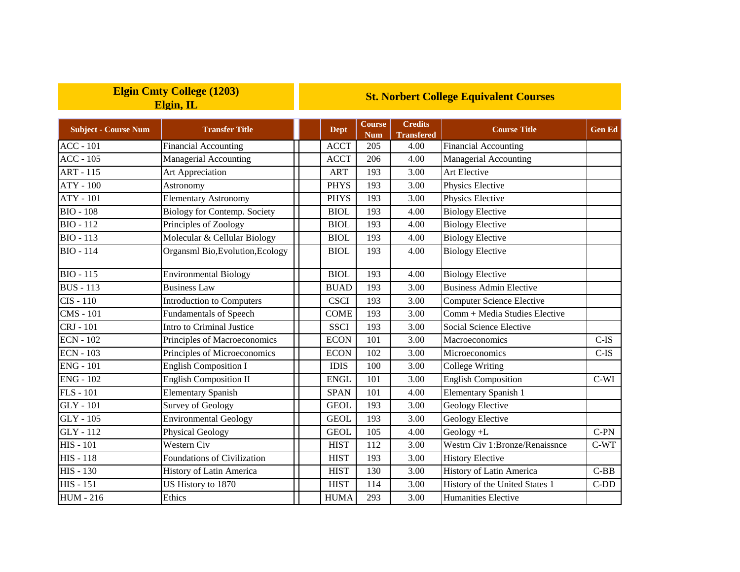| Elgin Cmty College (1203) Elgin, IL | | St. Norbert College Equivalent Courses | | | | |
|---|---|---|---|---|---|---|
| **Subject - Course Num** | **Transfer Title** | **Dept** | **Course Num** | **Credits Transfered** | **Course Title** | **Gen Ed** |
| ACC - 101 | Financial Accounting | ACCT | 205 | 4.00 | Financial Accounting | |
| ACC - 105 | Managerial Accounting | ACCT | 206 | 4.00 | Managerial Accounting | |
| ART - 115 | Art Appreciation | ART | 193 | 3.00 | Art Elective | |
| ATY - 100 | Astronomy | PHYS | 193 | 3.00 | Physics Elective | |
| ATY - 101 | Elementary Astronomy | PHYS | 193 | 3.00 | Physics Elective | |
| BIO - 108 | Biology for Contemp. Society | BIOL | 193 | 4.00 | Biology Elective | |
| BIO - 112 | Principles of Zoology | BIOL | 193 | 4.00 | Biology Elective | |
| BIO - 113 | Molecular & Cellular Biology | BIOL | 193 | 4.00 | Biology Elective | |
| BIO - 114 | Organsml Bio,Evolution,Ecology | BIOL | 193 | 4.00 | Biology Elective | |
| BIO - 115 | Environmental Biology | BIOL | 193 | 4.00 | Biology Elective | |
| BUS - 113 | Business Law | BUAD | 193 | 3.00 | Business Admin Elective | |
| CIS - 110 | Introduction to Computers | CSCI | 193 | 3.00 | Computer Science Elective | |
| CMS - 101 | Fundamentals of Speech | COME | 193 | 3.00 | Comm + Media Studies Elective | |
| CRJ - 101 | Intro to Criminal Justice | SSCI | 193 | 3.00 | Social Science Elective | |
| ECN - 102 | Principles of Macroeconomics | ECON | 101 | 3.00 | Macroeconomics | C-IS |
| ECN - 103 | Principles of Microeconomics | ECON | 102 | 3.00 | Microeconomics | C-IS |
| ENG - 101 | English Composition I | IDIS | 100 | 3.00 | College Writing | |
| ENG - 102 | English Composition II | ENGL | 101 | 3.00 | English Composition | C-WI |
| FLS - 101 | Elementary Spanish | SPAN | 101 | 4.00 | Elementary Spanish 1 | |
| GLY - 101 | Survey of Geology | GEOL | 193 | 3.00 | Geology Elective | |
| GLY - 105 | Environmental Geology | GEOL | 193 | 3.00 | Geology Elective | |
| GLY - 112 | Physical Geology | GEOL | 105 | 4.00 | Geology +L | C-PN |
| HIS - 101 | Western Civ | HIST | 112 | 3.00 | Westrn Civ 1:Bronze/Renaissnce | C-WT |
| HIS - 118 | Foundations of Civilization | HIST | 193 | 3.00 | History Elective | |
| HIS - 130 | History of Latin America | HIST | 130 | 3.00 | History of Latin America | C-BB |
| HIS - 151 | US History to 1870 | HIST | 114 | 3.00 | History of the United States 1 | C-DD |
| HUM - 216 | Ethics | HUMA | 293 | 3.00 | Humanities Elective | |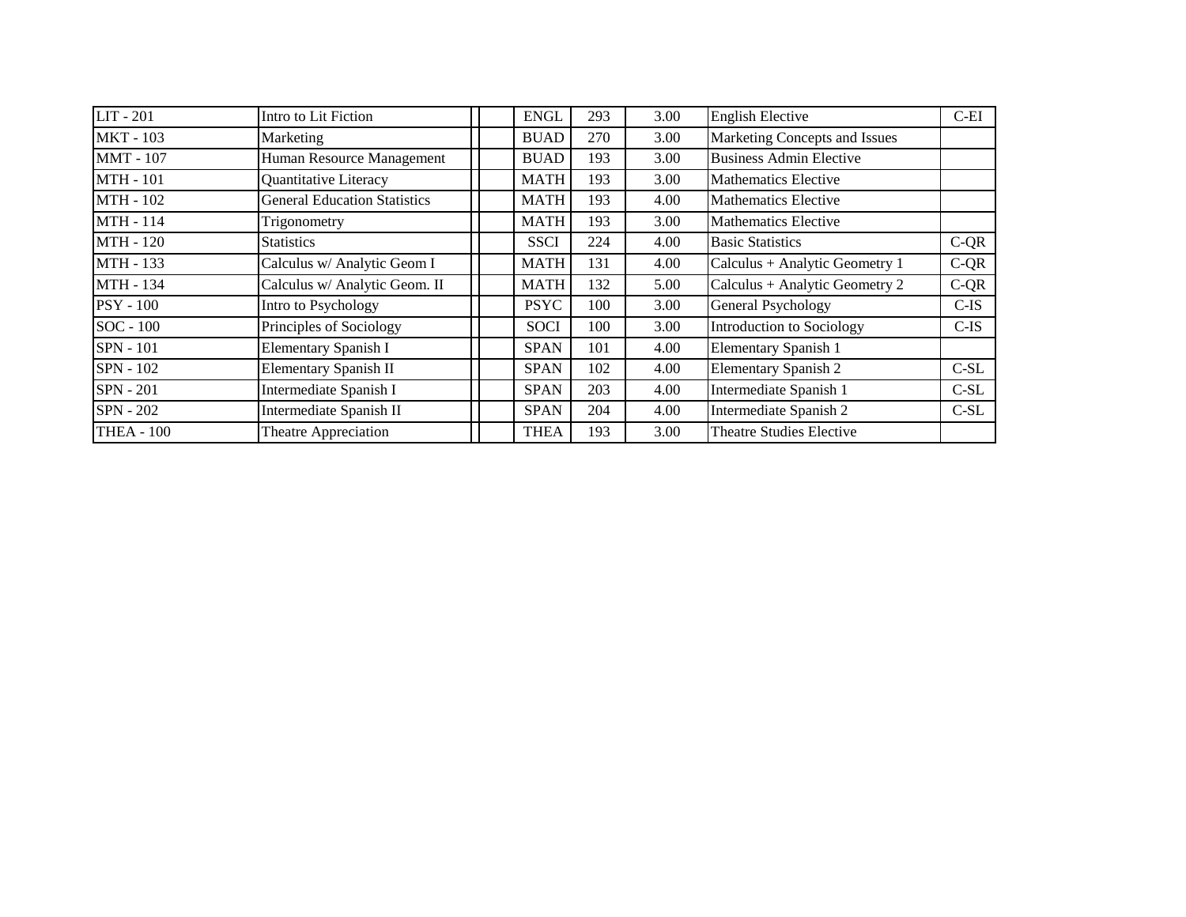| | | | | | | | | |
|---|---|---|---|---|---|---|---|---|
| LIT - 201 | Intro to Lit Fiction | | | ENGL | 293 | 3.00 | English Elective | C-EI |
| MKT - 103 | Marketing | | | BUAD | 270 | 3.00 | Marketing Concepts and Issues | |
| MMT - 107 | Human Resource Management | | | BUAD | 193 | 3.00 | Business Admin Elective | |
| MTH - 101 | Quantitative Literacy | | | MATH | 193 | 3.00 | Mathematics Elective | |
| MTH - 102 | General Education Statistics | | | MATH | 193 | 4.00 | Mathematics Elective | |
| MTH - 114 | Trigonometry | | | MATH | 193 | 3.00 | Mathematics Elective | |
| MTH - 120 | Statistics | | | SSCI | 224 | 4.00 | Basic Statistics | C-QR |
| MTH - 133 | Calculus w/ Analytic Geom I | | | MATH | 131 | 4.00 | Calculus + Analytic Geometry 1 | C-QR |
| MTH - 134 | Calculus w/ Analytic Geom. II | | | MATH | 132 | 5.00 | Calculus + Analytic Geometry 2 | C-QR |
| PSY - 100 | Intro to Psychology | | | PSYC | 100 | 3.00 | General Psychology | C-IS |
| SOC - 100 | Principles of Sociology | | | SOCI | 100 | 3.00 | Introduction to Sociology | C-IS |
| SPN - 101 | Elementary Spanish I | | | SPAN | 101 | 4.00 | Elementary Spanish 1 | |
| SPN - 102 | Elementary Spanish II | | | SPAN | 102 | 4.00 | Elementary Spanish 2 | C-SL |
| SPN - 201 | Intermediate Spanish I | | | SPAN | 203 | 4.00 | Intermediate Spanish 1 | C-SL |
| SPN - 202 | Intermediate Spanish II | | | SPAN | 204 | 4.00 | Intermediate Spanish 2 | C-SL |
| THEA - 100 | Theatre Appreciation | | | THEA | 193 | 3.00 | Theatre Studies Elective | |